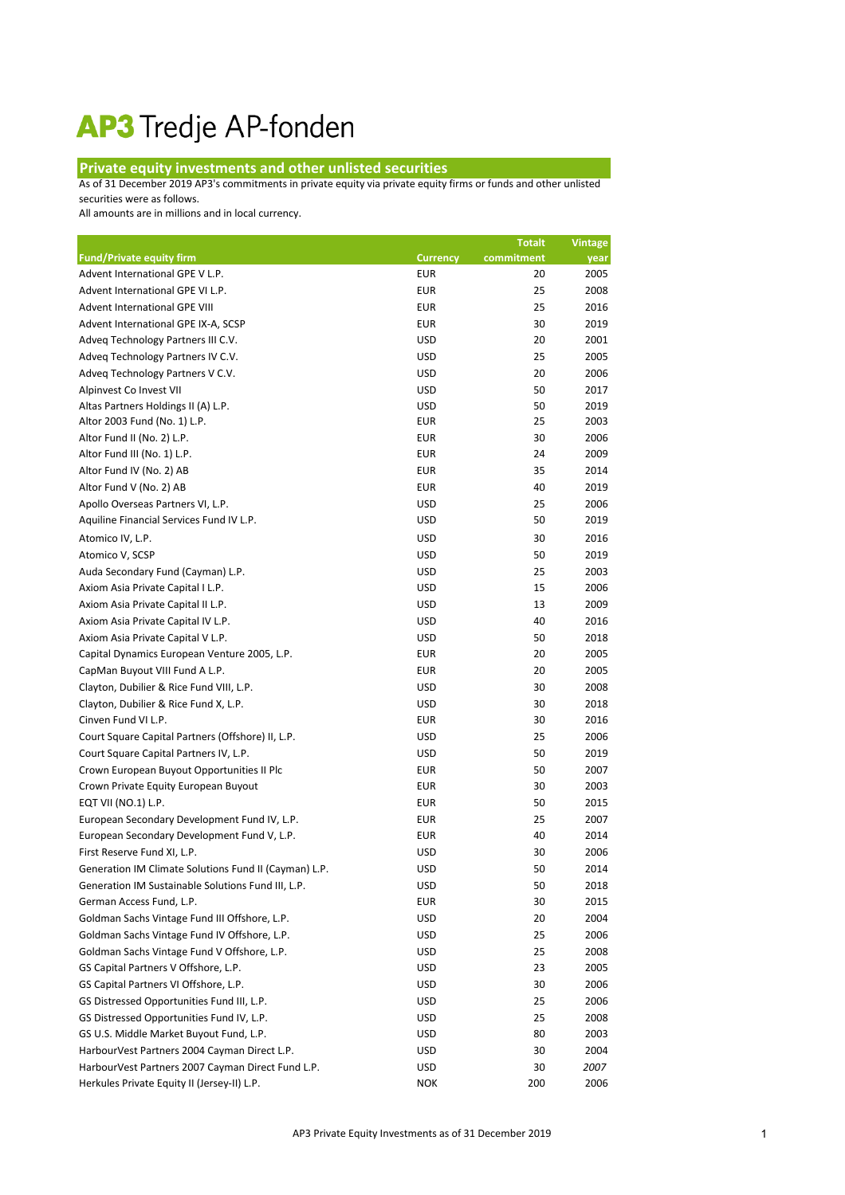# AP3 Tredje AP-fonden

## Private equity investments and other unlisted securities

As of 31 December 2019 AP3's commitments in private equity via private equity firms or funds and other unlisted securities were as follows.

All amounts are in millions and in local currency.

| Fund/Private equity firm | Currency | Totalt commitment | Vintage year |
|---|---|---|---|
| Advent International GPE V L.P. | EUR | 20 | 2005 |
| Advent International GPE VI L.P. | EUR | 25 | 2008 |
| Advent International GPE VIII | EUR | 25 | 2016 |
| Advent International GPE IX-A, SCSP | EUR | 30 | 2019 |
| Adveq Technology Partners III C.V. | USD | 20 | 2001 |
| Adveq Technology Partners IV C.V. | USD | 25 | 2005 |
| Adveq Technology Partners V C.V. | USD | 20 | 2006 |
| Alpinvest Co Invest VII | USD | 50 | 2017 |
| Altas Partners Holdings II (A) L.P. | USD | 50 | 2019 |
| Altor 2003 Fund (No. 1) L.P. | EUR | 25 | 2003 |
| Altor Fund II (No. 2) L.P. | EUR | 30 | 2006 |
| Altor Fund III (No. 1) L.P. | EUR | 24 | 2009 |
| Altor Fund IV (No. 2) AB | EUR | 35 | 2014 |
| Altor Fund V (No. 2) AB | EUR | 40 | 2019 |
| Apollo Overseas Partners VI, L.P. | USD | 25 | 2006 |
| Aquiline Financial Services Fund IV L.P. | USD | 50 | 2019 |
| Atomico IV, L.P. | USD | 30 | 2016 |
| Atomico V, SCSP | USD | 50 | 2019 |
| Auda Secondary Fund (Cayman) L.P. | USD | 25 | 2003 |
| Axiom Asia Private Capital I L.P. | USD | 15 | 2006 |
| Axiom Asia Private Capital II L.P. | USD | 13 | 2009 |
| Axiom Asia Private Capital IV L.P. | USD | 40 | 2016 |
| Axiom Asia Private Capital V L.P. | USD | 50 | 2018 |
| Capital Dynamics European Venture 2005, L.P. | EUR | 20 | 2005 |
| CapMan Buyout VIII Fund A L.P. | EUR | 20 | 2005 |
| Clayton, Dubilier & Rice Fund VIII, L.P. | USD | 30 | 2008 |
| Clayton, Dubilier & Rice Fund X, L.P. | USD | 30 | 2018 |
| Cinven Fund VI L.P. | EUR | 30 | 2016 |
| Court Square Capital Partners (Offshore) II, L.P. | USD | 25 | 2006 |
| Court Square Capital Partners IV, L.P. | USD | 50 | 2019 |
| Crown European Buyout Opportunities II Plc | EUR | 50 | 2007 |
| Crown Private Equity European Buyout | EUR | 30 | 2003 |
| EQT VII (NO.1) L.P. | EUR | 50 | 2015 |
| European Secondary Development Fund IV, L.P. | EUR | 25 | 2007 |
| European Secondary Development Fund V, L.P. | EUR | 40 | 2014 |
| First Reserve Fund XI, L.P. | USD | 30 | 2006 |
| Generation IM Climate Solutions Fund II (Cayman) L.P. | USD | 50 | 2014 |
| Generation IM Sustainable Solutions Fund III, L.P. | USD | 50 | 2018 |
| German Access Fund, L.P. | EUR | 30 | 2015 |
| Goldman Sachs Vintage Fund III Offshore, L.P. | USD | 20 | 2004 |
| Goldman Sachs Vintage Fund IV Offshore, L.P. | USD | 25 | 2006 |
| Goldman Sachs Vintage Fund V Offshore, L.P. | USD | 25 | 2008 |
| GS Capital Partners V Offshore, L.P. | USD | 23 | 2005 |
| GS Capital Partners VI Offshore, L.P. | USD | 30 | 2006 |
| GS Distressed Opportunities Fund III, L.P. | USD | 25 | 2006 |
| GS Distressed Opportunities Fund IV, L.P. | USD | 25 | 2008 |
| GS U.S. Middle Market Buyout Fund, L.P. | USD | 80 | 2003 |
| HarbourVest Partners 2004 Cayman Direct L.P. | USD | 30 | 2004 |
| HarbourVest Partners 2007 Cayman Direct Fund L.P. | USD | 30 | *2007* |
| Herkules Private Equity II (Jersey-II) L.P. | NOK | 200 | 2006 |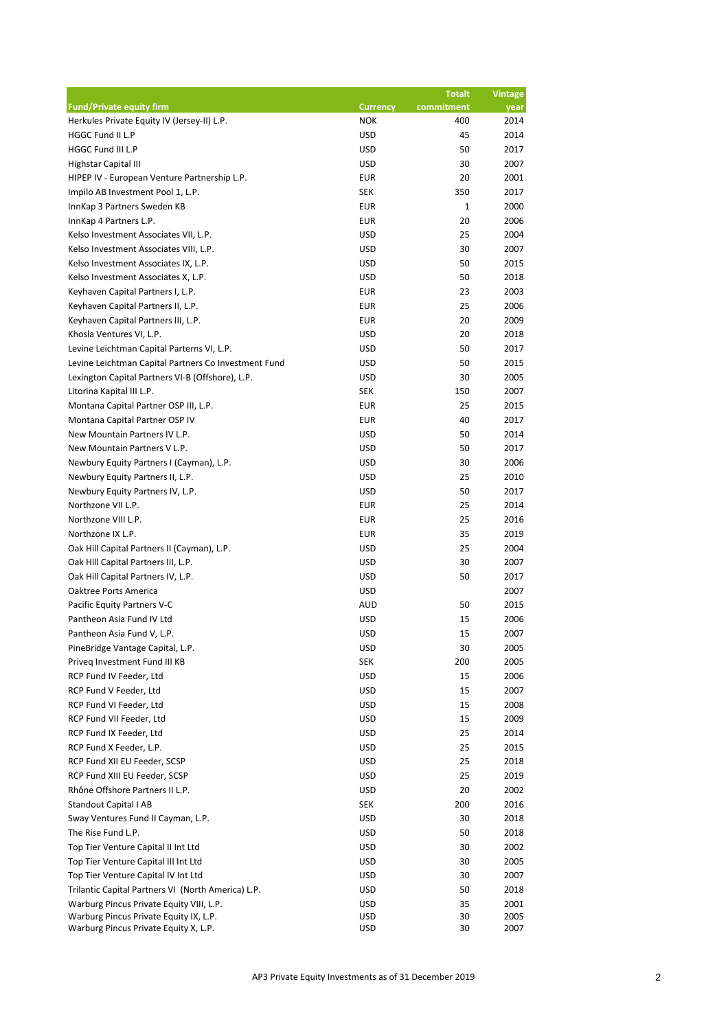| Fund/Private equity firm | Currency | Totalt commitment | Vintage year |
|---|---|---|---|
| Herkules Private Equity IV (Jersey-II) L.P. | NOK | 400 | 2014 |
| HGGC Fund II L.P | USD | 45 | 2014 |
| HGGC Fund III L.P | USD | 50 | 2017 |
| Highstar Capital III | USD | 30 | 2007 |
| HIPEP IV - European Venture Partnership L.P. | EUR | 20 | 2001 |
| Impilo AB Investment Pool 1, L.P. | SEK | 350 | 2017 |
| InnKap 3 Partners Sweden KB | EUR | 1 | 2000 |
| InnKap 4 Partners L.P. | EUR | 20 | 2006 |
| Kelso Investment Associates VII, L.P. | USD | 25 | 2004 |
| Kelso Investment Associates VIII, L.P. | USD | 30 | 2007 |
| Kelso Investment Associates IX, L.P. | USD | 50 | 2015 |
| Kelso Investment Associates X, L.P. | USD | 50 | 2018 |
| Keyhaven Capital Partners I, L.P. | EUR | 23 | 2003 |
| Keyhaven Capital Partners II, L.P. | EUR | 25 | 2006 |
| Keyhaven Capital Partners III, L.P. | EUR | 20 | 2009 |
| Khosla Ventures VI, L.P. | USD | 20 | 2018 |
| Levine Leichtman Capital Parterns VI, L.P. | USD | 50 | 2017 |
| Levine Leichtman Capital Partners Co Investment Fund | USD | 50 | 2015 |
| Lexington Capital Partners VI-B (Offshore), L.P. | USD | 30 | 2005 |
| Litorina Kapital III L.P. | SEK | 150 | 2007 |
| Montana Capital Partner OSP III, L.P. | EUR | 25 | 2015 |
| Montana Capital Partner OSP IV | EUR | 40 | 2017 |
| New Mountain Partners IV L.P. | USD | 50 | 2014 |
| New Mountain Partners V L.P. | USD | 50 | 2017 |
| Newbury Equity Partners I (Cayman), L.P. | USD | 30 | 2006 |
| Newbury Equity Partners II, L.P. | USD | 25 | 2010 |
| Newbury Equity Partners IV, L.P. | USD | 50 | 2017 |
| Northzone VII L.P. | EUR | 25 | 2014 |
| Northzone VIII L.P. | EUR | 25 | 2016 |
| Northzone IX L.P. | EUR | 35 | 2019 |
| Oak Hill Capital Partners II (Cayman), L.P. | USD | 25 | 2004 |
| Oak Hill Capital Partners III, L.P. | USD | 30 | 2007 |
| Oak Hill Capital Partners IV, L.P. | USD | 50 | 2017 |
| Oaktree Ports America | USD | | 2007 |
| Pacific Equity Partners V-C | AUD | 50 | 2015 |
| Pantheon Asia Fund IV Ltd | USD | 15 | 2006 |
| Pantheon Asia Fund V, L.P. | USD | 15 | 2007 |
| PineBridge Vantage Capital, L.P. | USD | 30 | 2005 |
| Priveq Investment Fund III KB | SEK | 200 | 2005 |
| RCP Fund IV Feeder, Ltd | USD | 15 | 2006 |
| RCP Fund V Feeder, Ltd | USD | 15 | 2007 |
| RCP Fund VI Feeder, Ltd | USD | 15 | 2008 |
| RCP Fund VII Feeder, Ltd | USD | 15 | 2009 |
| RCP Fund IX Feeder, Ltd | USD | 25 | 2014 |
| RCP Fund X Feeder, L.P. | USD | 25 | 2015 |
| RCP Fund XII EU Feeder, SCSP | USD | 25 | 2018 |
| RCP Fund XIII EU Feeder, SCSP | USD | 25 | 2019 |
| Rhône Offshore Partners II L.P. | USD | 20 | 2002 |
| Standout Capital I AB | SEK | 200 | 2016 |
| Sway Ventures Fund II Cayman, L.P. | USD | 30 | 2018 |
| The Rise Fund L.P. | USD | 50 | 2018 |
| Top Tier Venture Capital II Int Ltd | USD | 30 | 2002 |
| Top Tier Venture Capital III Int Ltd | USD | 30 | 2005 |
| Top Tier Venture Capital IV Int Ltd | USD | 30 | 2007 |
| Trilantic Capital Partners VI (North America) L.P. | USD | 50 | 2018 |
| Warburg Pincus Private Equity VIII, L.P. | USD | 35 | 2001 |
| Warburg Pincus Private Equity IX, L.P. | USD | 30 | 2005 |
| Warburg Pincus Private Equity X, L.P. | USD | 30 | 2007 |

AP3 Private Equity Investments as of 31 December 2019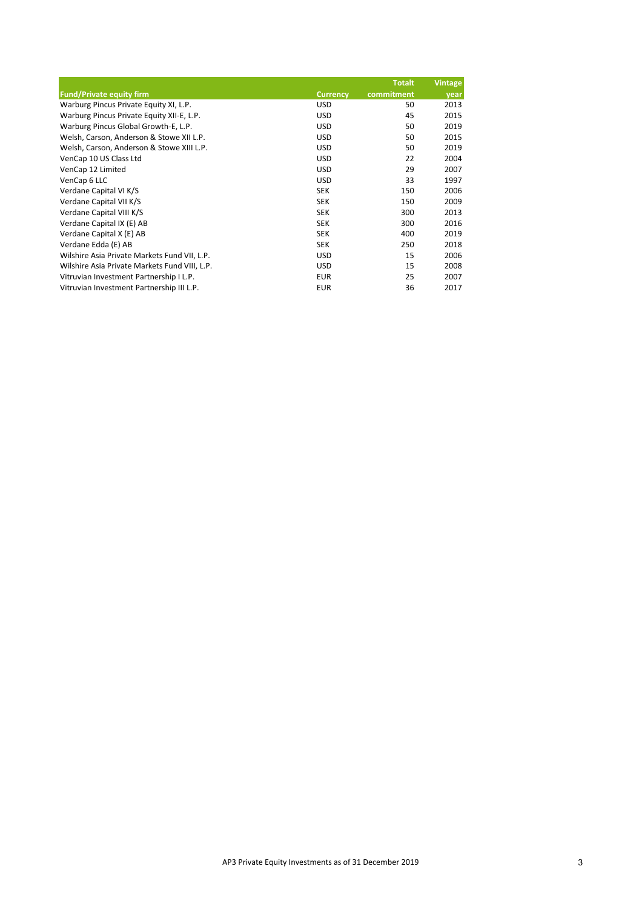| Fund/Private equity firm | Currency | Totalt commitment | Vintage year |
| --- | --- | --- | --- |
| Warburg Pincus Private Equity XI, L.P. | USD | 50 | 2013 |
| Warburg Pincus Private Equity XII-E, L.P. | USD | 45 | 2015 |
| Warburg Pincus Global Growth-E, L.P. | USD | 50 | 2019 |
| Welsh, Carson, Anderson & Stowe XII L.P. | USD | 50 | 2015 |
| Welsh, Carson, Anderson & Stowe XIII L.P. | USD | 50 | 2019 |
| VenCap 10 US Class Ltd | USD | 22 | 2004 |
| VenCap 12 Limited | USD | 29 | 2007 |
| VenCap 6 LLC | USD | 33 | 1997 |
| Verdane Capital VI K/S | SEK | 150 | 2006 |
| Verdane Capital VII K/S | SEK | 150 | 2009 |
| Verdane Capital VIII K/S | SEK | 300 | 2013 |
| Verdane Capital IX (E) AB | SEK | 300 | 2016 |
| Verdane Capital X (E) AB | SEK | 400 | 2019 |
| Verdane Edda (E) AB | SEK | 250 | 2018 |
| Wilshire Asia Private Markets Fund VII, L.P. | USD | 15 | 2006 |
| Wilshire Asia Private Markets Fund VIII, L.P. | USD | 15 | 2008 |
| Vitruvian Investment Partnership I L.P. | EUR | 25 | 2007 |
| Vitruvian Investment Partnership III L.P. | EUR | 36 | 2017 |